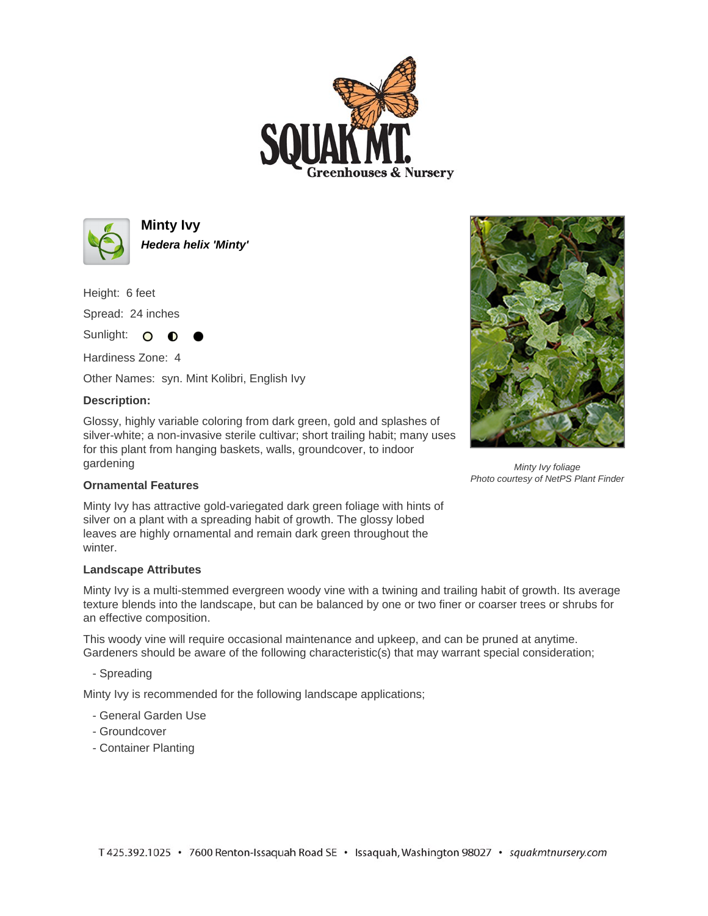# Minty Ivy

***Hedera helix 'Minty'***

Height: 6 feet

Spread: 24 inches

Sunlight: ○ ◐ ●

Hardiness Zone: 4

Other Names: syn. Mint Kolibri, English Ivy

**Description:**

Glossy, highly variable coloring from dark green, gold and splashes of silver-white; a non-invasive sterile cultivar; short trailing habit; many uses for this plant from hanging baskets, walls, groundcover, to indoor gardening

*Minty Ivy foliage*
*Photo courtesy of NetPS Plant Finder*

**Ornamental Features**

Minty Ivy has attractive gold-variegated dark green foliage with hints of silver on a plant with a spreading habit of growth. The glossy lobed leaves are highly ornamental and remain dark green throughout the winter.

**Landscape Attributes**

Minty Ivy is a multi-stemmed evergreen woody vine with a twining and trailing habit of growth. Its average texture blends into the landscape, but can be balanced by one or two finer or coarser trees or shrubs for an effective composition.

This woody vine will require occasional maintenance and upkeep, and can be pruned at anytime. Gardeners should be aware of the following characteristic(s) that may warrant special consideration;

- Spreading

Minty Ivy is recommended for the following landscape applications;

- General Garden Use
- Groundcover
- Container Planting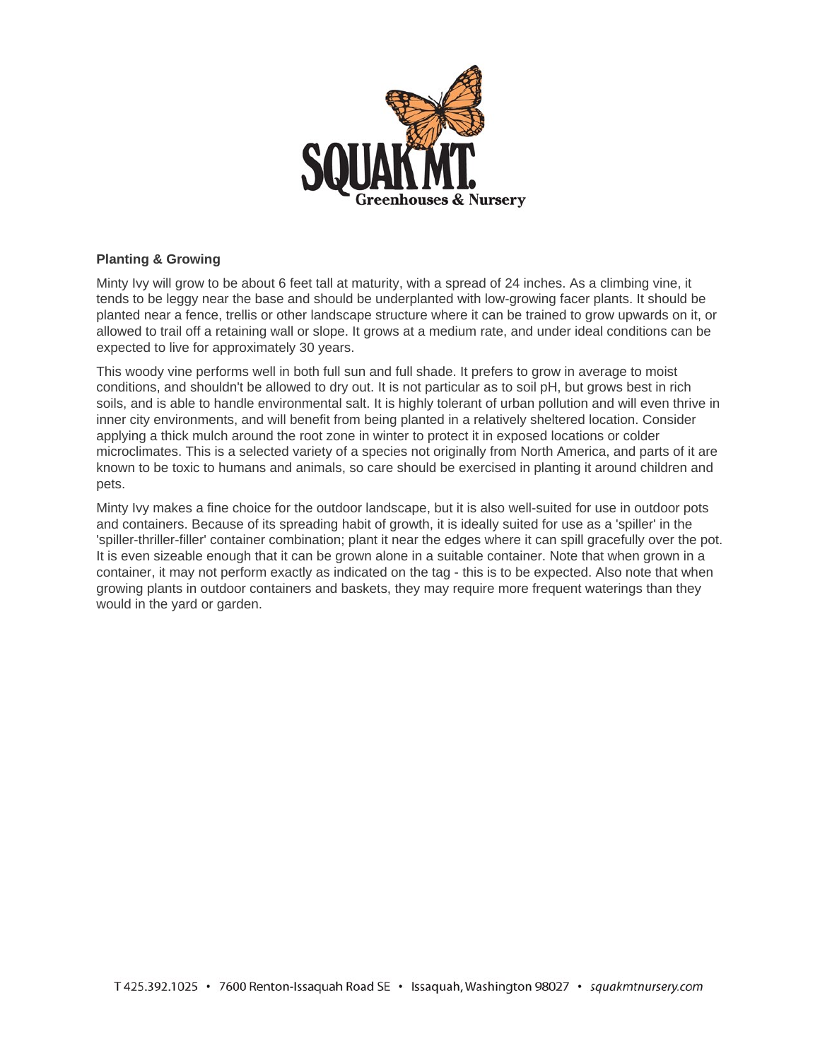**Planting & Growing**

Minty Ivy will grow to be about 6 feet tall at maturity, with a spread of 24 inches. As a climbing vine, it tends to be leggy near the base and should be underplanted with low-growing facer plants. It should be planted near a fence, trellis or other landscape structure where it can be trained to grow upwards on it, or allowed to trail off a retaining wall or slope. It grows at a medium rate, and under ideal conditions can be expected to live for approximately 30 years.

This woody vine performs well in both full sun and full shade. It prefers to grow in average to moist conditions, and shouldn't be allowed to dry out. It is not particular as to soil pH, but grows best in rich soils, and is able to handle environmental salt. It is highly tolerant of urban pollution and will even thrive in inner city environments, and will benefit from being planted in a relatively sheltered location. Consider applying a thick mulch around the root zone in winter to protect it in exposed locations or colder microclimates. This is a selected variety of a species not originally from North America, and parts of it are known to be toxic to humans and animals, so care should be exercised in planting it around children and pets.

Minty Ivy makes a fine choice for the outdoor landscape, but it is also well-suited for use in outdoor pots and containers. Because of its spreading habit of growth, it is ideally suited for use as a 'spiller' in the 'spiller-thriller-filler' container combination; plant it near the edges where it can spill gracefully over the pot. It is even sizeable enough that it can be grown alone in a suitable container. Note that when grown in a container, it may not perform exactly as indicated on the tag - this is to be expected. Also note that when growing plants in outdoor containers and baskets, they may require more frequent waterings than they would in the yard or garden.